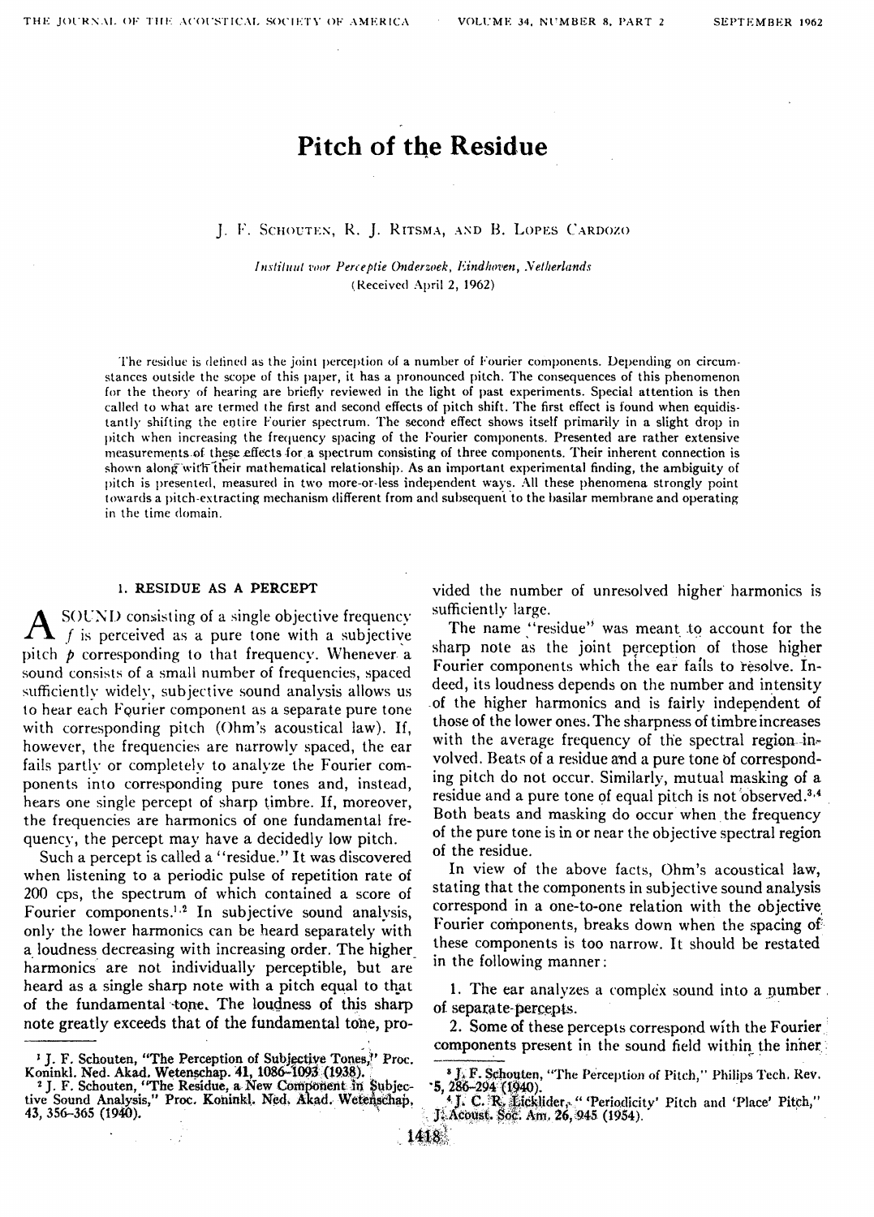# Pitch of the Residue

J. F. SCHOUTEN, R. J. RITSMA, AND B. LOPES CARDOZO

*Instituut voor Perceptie Onderzoek, Eindhoven, Netherlands*
(Received April 2, 1962)

The residue is defined as the joint perception of a number of Fourier components. Depending on circumstances outside the scope of this paper, it has a pronounced pitch. The consequences of this phenomenon for the theory of hearing are briefly reviewed in the light of past experiments. Special attention is then called to what are termed the first and second effects of pitch shift. The first effect is found when equidistantly shifting the entire Fourier spectrum. The second effect shows itself primarily in a slight drop in pitch when increasing the frequency spacing of the Fourier components. Presented are rather extensive measurements of these effects for a spectrum consisting of three components. Their inherent connection is shown along with their mathematical relationship. As an important experimental finding, the ambiguity of pitch is presented, measured in two more-or-less independent ways. All these phenomena strongly point towards a pitch-extracting mechanism different from and subsequent to the basilar membrane and operating in the time domain.

## 1. RESIDUE AS A PERCEPT

A SOUND consisting of a single objective frequency $f$ is perceived as a pure tone with a subjective pitch $p$ corresponding to that frequency. Whenever a sound consists of a small number of frequencies, spaced sufficiently widely, subjective sound analysis allows us to hear each Fourier component as a separate pure tone with corresponding pitch (Ohm's acoustical law). If, however, the frequencies are narrowly spaced, the ear fails partly or completely to analyze the Fourier components into corresponding pure tones and, instead, hears one single percept of sharp timbre. If, moreover, the frequencies are harmonics of one fundamental frequency, the percept may have a decidedly low pitch.

Such a percept is called a "residue." It was discovered when listening to a periodic pulse of repetition rate of 200 cps, the spectrum of which contained a score of Fourier components.[1,2] In subjective sound analysis, only the lower harmonics can be heard separately with a loudness decreasing with increasing order. The higher harmonics are not individually perceptible, but are heard as a single sharp note with a pitch equal to that of the fundamental tone. The loudness of this sharp note greatly exceeds that of the fundamental tone, provided the number of unresolved higher harmonics is sufficiently large.

The name "residue" was meant to account for the sharp note as the joint perception of those higher Fourier components which the ear fails to resolve. Indeed, its loudness depends on the number and intensity of the higher harmonics and is fairly independent of those of the lower ones. The sharpness of timbre increases with the average frequency of the spectral region involved. Beats of a residue and a pure tone of corresponding pitch do not occur. Similarly, mutual masking of a residue and a pure tone of equal pitch is not observed.[3,4] Both beats and masking do occur when the frequency of the pure tone is in or near the objective spectral region of the residue.

In view of the above facts, Ohm's acoustical law, stating that the components in subjective sound analysis correspond in a one-to-one relation with the objective Fourier components, breaks down when the spacing of these components is too narrow. It should be restated in the following manner:

1. The ear analyzes a complex sound into a number of separate percepts.
2. Some of these percepts correspond with the Fourier components present in the sound field within the inner

---

[1] J. F. Schouten, "The Perception of Subjective Tones," Proc. Koninkl. Ned. Akad. Wetenschap. 41, 1086–1093 (1938).
[2] J. F. Schouten, "The Residue, a New Component in Subjective Sound Analysis," Proc. Koninkl. Ned. Akad. Wetenschap. 43, 356–365 (1940).
[3] J. F. Schouten, "The Perception of Pitch," Philips Tech. Rev. 5, 286–294 (1940).
[4] J. C. R. Licklider, "'Periodicity' Pitch and 'Place' Pitch," J. Acoust. Soc. Am. 26, 945 (1954).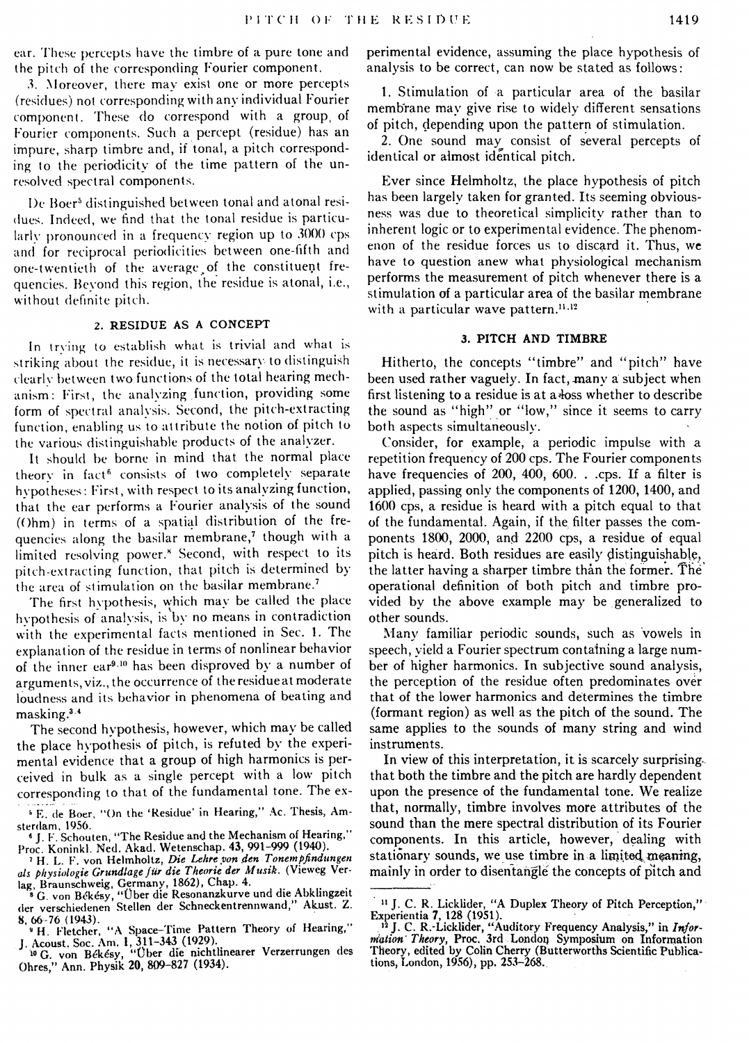ear. These percepts have the timbre of a pure tone and the pitch of the corresponding Fourier component.

3. Moreover, there may exist one or more percepts (residues) not corresponding with any individual Fourier component. These do correspond with a group of Fourier components. Such a percept (residue) has an impure, sharp timbre and, if tonal, a pitch corresponding to the periodicity of the time pattern of the unresolved spectral components.

De Boer[5] distinguished between tonal and atonal residues. Indeed, we find that the tonal residue is particularly pronounced in a frequency region up to 3000 cps and for reciprocal periodicities between one-fifth and one-twentieth of the average of the constituent frequencies. Beyond this region, the residue is atonal, i.e., without definite pitch.

## 2. RESIDUE AS A CONCEPT

In trying to establish what is trivial and what is striking about the residue, it is necessary to distinguish clearly between two functions of the total hearing mechanism: First, the analyzing function, providing some form of spectral analysis. Second, the pitch-extracting function, enabling us to attribute the notion of pitch to the various distinguishable products of the analyzer.

It should be borne in mind that the normal place theory in fact[6] consists of two completely separate hypotheses: First, with respect to its analyzing function, that the ear performs a Fourier analysis of the sound (Ohm) in terms of a spatial distribution of the frequencies along the basilar membrane,[7] though with a limited resolving power.[8] Second, with respect to its pitch-extracting function, that pitch is determined by the area of stimulation on the basilar membrane.[7]

The first hypothesis, which may be called the place hypothesis of analysis, is by no means in contradiction with the experimental facts mentioned in Sec. 1. The explanation of the residue in terms of nonlinear behavior of the inner ear[9,10] has been disproved by a number of arguments, viz., the occurrence of the residue at moderate loudness and its behavior in phenomena of beating and masking.[3,4]

The second hypothesis, however, which may be called the place hypothesis of pitch, is refuted by the experimental evidence that a group of high harmonics is perceived in bulk as a single percept with a low pitch corresponding to that of the fundamental tone. The experimental evidence, assuming the place hypothesis of analysis to be correct, can now be stated as follows:

1. Stimulation of a particular area of the basilar membrane may give rise to widely different sensations of pitch, depending upon the pattern of stimulation.
2. One sound may consist of several percepts of identical or almost identical pitch.

Ever since Helmholtz, the place hypothesis of pitch has been largely taken for granted. Its seeming obviousness was due to theoretical simplicity rather than to inherent logic or to experimental evidence. The phenomenon of the residue forces us to discard it. Thus, we have to question anew what physiological mechanism performs the measurement of pitch whenever there is a stimulation of a particular area of the basilar membrane with a particular wave pattern.[11,12]

## 3. PITCH AND TIMBRE

Hitherto, the concepts "timbre" and "pitch" have been used rather vaguely. In fact, many a subject when first listening to a residue is at a loss whether to describe the sound as "high" or "low," since it seems to carry both aspects simultaneously.

Consider, for example, a periodic impulse with a repetition frequency of 200 cps. The Fourier components have frequencies of 200, 400, 600. . .cps. If a filter is applied, passing only the components of 1200, 1400, and 1600 cps, a residue is heard with a pitch equal to that of the fundamental. Again, if the filter passes the components 1800, 2000, and 2200 cps, a residue of equal pitch is heard. Both residues are easily distinguishable, the latter having a sharper timbre than the former. The operational definition of both pitch and timbre provided by the above example may be generalized to other sounds.

Many familiar periodic sounds, such as vowels in speech, yield a Fourier spectrum containing a large number of higher harmonics. In subjective sound analysis, the perception of the residue often predominates over that of the lower harmonics and determines the timbre (formant region) as well as the pitch of the sound. The same applies to the sounds of many string and wind instruments.

In view of this interpretation, it is scarcely surprising that both the timbre and the pitch are hardly dependent upon the presence of the fundamental tone. We realize that, normally, timbre involves more attributes of the sound than the mere spectral distribution of its Fourier components. In this article, however, dealing with stationary sounds, we use timbre in a limited meaning, mainly in order to disentangle the concepts of pitch and

---

[5] E. de Boer, "On the 'Residue' in Hearing," Ac. Thesis, Amsterdam, 1956.

[6] J. F. Schouten, "The Residue and the Mechanism of Hearing," Proc. Koninkl. Ned. Akad. Wetenschap. 43, 991–999 (1940).

[7] H. L. F. von Helmholtz, *Die Lehre von den Tonempfindungen als physiologie Grundlage für die Theorie der Musik.* (Vieweg Verlag, Braunschweig, Germany, 1862), Chap. 4.

[8] G. von Békésy, "Über die Resonanzkurve und die Abklingzeit der verschiedenen Stellen der Schneckentrennwand," Akust. Z. 8, 66–76 (1943).

[9] H. Fletcher, "A Space–Time Pattern Theory of Hearing," J. Acoust. Soc. Am. 1, 311–343 (1929).

[10] G. von Békésy, "Über die nichtlinearer Verzerrungen des Ohres," Ann. Physik 20, 809–827 (1934).

[11] J. C. R. Licklider, "A Duplex Theory of Pitch Perception," Experientia 7, 128 (1951).

[12] J. C. R. Licklider, "Auditory Frequency Analysis," in *Information Theory*, Proc. 3rd London Symposium on Information Theory, edited by Colin Cherry (Butterworths Scientific Publications, London, 1956), pp. 253–268.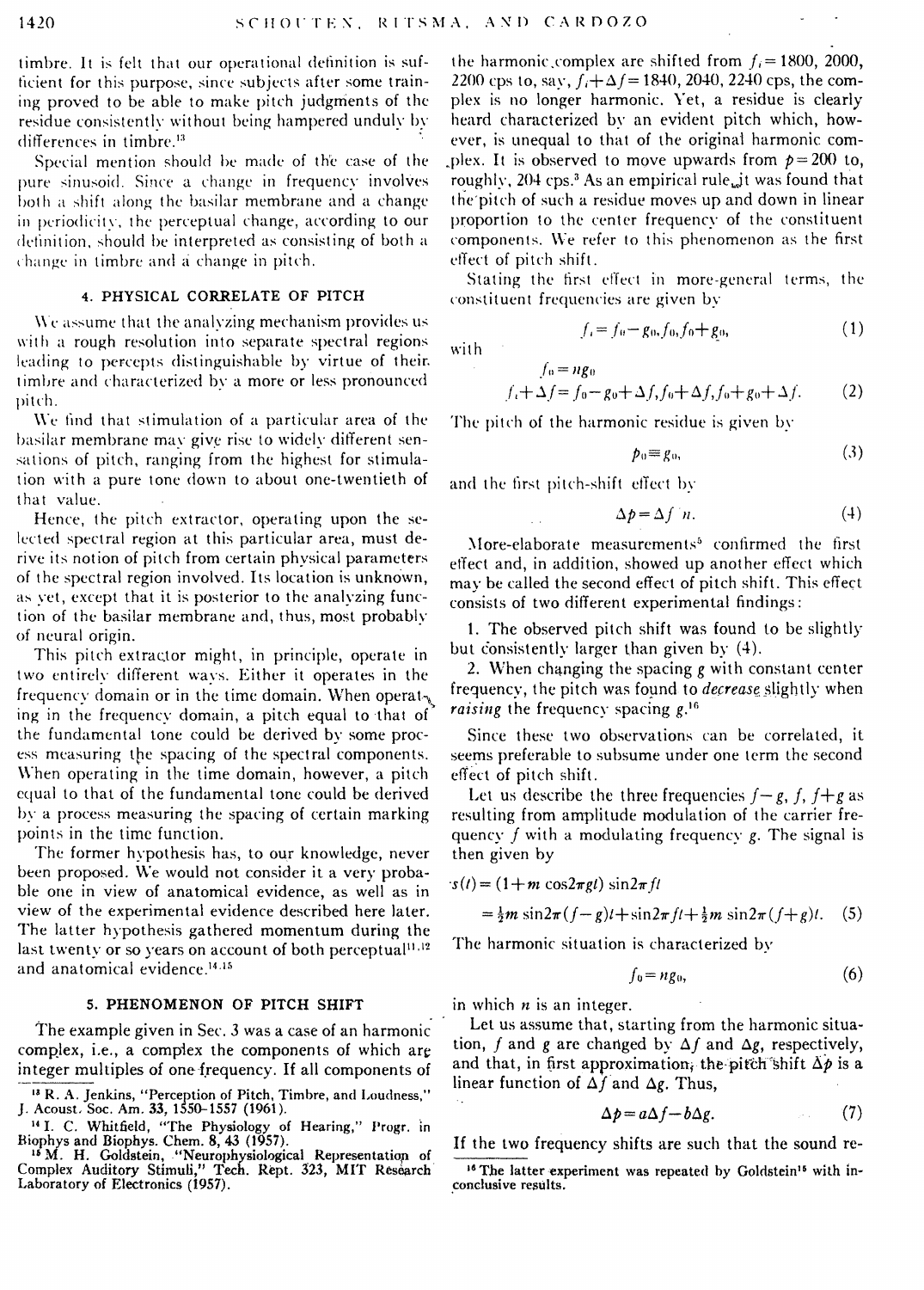timbre. It is felt that our operational definition is sufficient for this purpose, since subjects after some training proved to be able to make pitch judgments of the residue consistently without being hampered unduly by differences in timbre.[13]

Special mention should be made of the case of the pure sinusoid. Since a change in frequency involves both a shift along the basilar membrane and a change in periodicity, the perceptual change, according to our definition, should be interpreted as consisting of both a change in timbre and a change in pitch.

## 4. PHYSICAL CORRELATE OF PITCH

We assume that the analyzing mechanism provides us with a rough resolution into separate spectral regions leading to percepts distinguishable by virtue of their timbre and characterized by a more or less pronounced pitch.

We find that stimulation of a particular area of the basilar membrane may give rise to widely different sensations of pitch, ranging from the highest for stimulation with a pure tone down to about one-twentieth of that value.

Hence, the pitch extractor, operating upon the selected spectral region at this particular area, must derive its notion of pitch from certain physical parameters of the spectral region involved. Its location is unknown, as yet, except that it is posterior to the analyzing function of the basilar membrane and, thus, most probably of neural origin.

This pitch extractor might, in principle, operate in two entirely different ways. Either it operates in the frequency domain or in the time domain. When operating in the frequency domain, a pitch equal to that of the fundamental tone could be derived by some process measuring the spacing of the spectral components. When operating in the time domain, however, a pitch equal to that of the fundamental tone could be derived by a process measuring the spacing of certain marking points in the time function.

The former hypothesis has, to our knowledge, never been proposed. We would not consider it a very probable one in view of anatomical evidence, as well as in view of the experimental evidence described here later. The latter hypothesis gathered momentum during the last twenty or so years on account of both perceptual[11,12] and anatomical evidence.[14,15]

## 5. PHENOMENON OF PITCH SHIFT

The example given in Sec. 3 was a case of an harmonic complex, i.e., a complex the components of which are integer multiples of one frequency. If all components of the harmonic complex are shifted from $f_i = 1800$, 2000, 2200 cps to, say, $f_i + \Delta f = 1840$, 2040, 2240 cps, the complex is no longer harmonic. Yet, a residue is clearly heard characterized by an evident pitch which, however, is unequal to that of the original harmonic complex. It is observed to move upwards from $p = 200$ to, roughly, 204 cps.[3] As an empirical rule, it was found that the pitch of such a residue moves up and down in linear proportion to the center frequency of the constituent components. We refer to this phenomenon as the first effect of pitch shift.

Stating the first effect in more-general terms, the constituent frequencies are given by

$$f_i = f_0 - g_0, f_0, f_0 + g_0, \tag{1}$$

with

$$f_0 = ng_0$$

$$f_i + \Delta f = f_0 - g_0 + \Delta f, f_0 + \Delta f, f_0 + g_0 + \Delta f. \tag{2}$$

The pitch of the harmonic residue is given by

$$p_0 \equiv g_0, \tag{3}$$

and the first pitch-shift effect by

$$\Delta p = \Delta f / n. \tag{4}$$

More-elaborate measurements[5] confirmed the first effect and, in addition, showed up another effect which may be called the second effect of pitch shift. This effect consists of two different experimental findings:

1. The observed pitch shift was found to be slightly but consistently larger than given by (4).
2. When changing the spacing $g$ with constant center frequency, the pitch was found to *decrease* slightly when *raising* the frequency spacing $g$.[16]

Since these two observations can be correlated, it seems preferable to subsume under one term the second effect of pitch shift.

Let us describe the three frequencies $f-g$, $f$, $f+g$ as resulting from amplitude modulation of the carrier frequency $f$ with a modulating frequency $g$. The signal is then given by

$$s(t) = (1 + m \cos 2\pi gt) \sin 2\pi ft$$
$$= \tfrac{1}{2}m \sin 2\pi(f-g)t + \sin 2\pi ft + \tfrac{1}{2}m \sin 2\pi(f+g)t. \tag{5}$$

The harmonic situation is characterized by

$$f_0 = ng_0, \tag{6}$$

in which $n$ is an integer.

Let us assume that, starting from the harmonic situation, $f$ and $g$ are changed by $\Delta f$ and $\Delta g$, respectively, and that, in first approximation, the pitch shift $\Delta p$ is a linear function of $\Delta f$ and $\Delta g$. Thus,

$$\Delta p = a\Delta f - b\Delta g. \tag{7}$$

If the two frequency shifts are such that the sound re-

---

[13] R. A. Jenkins, "Perception of Pitch, Timbre, and Loudness," J. Acoust. Soc. Am. 33, 1550–1557 (1961).

[14] I. C. Whitfield, "The Physiology of Hearing," Progr. in Biophys and Biophys. Chem. 8, 43 (1957).

[15] M. H. Goldstein, "Neurophysiological Representation of Complex Auditory Stimuli," Tech. Rept. 323, MIT Research Laboratory of Electronics (1957).

[16] The latter experiment was repeated by Goldstein[15] with inconclusive results.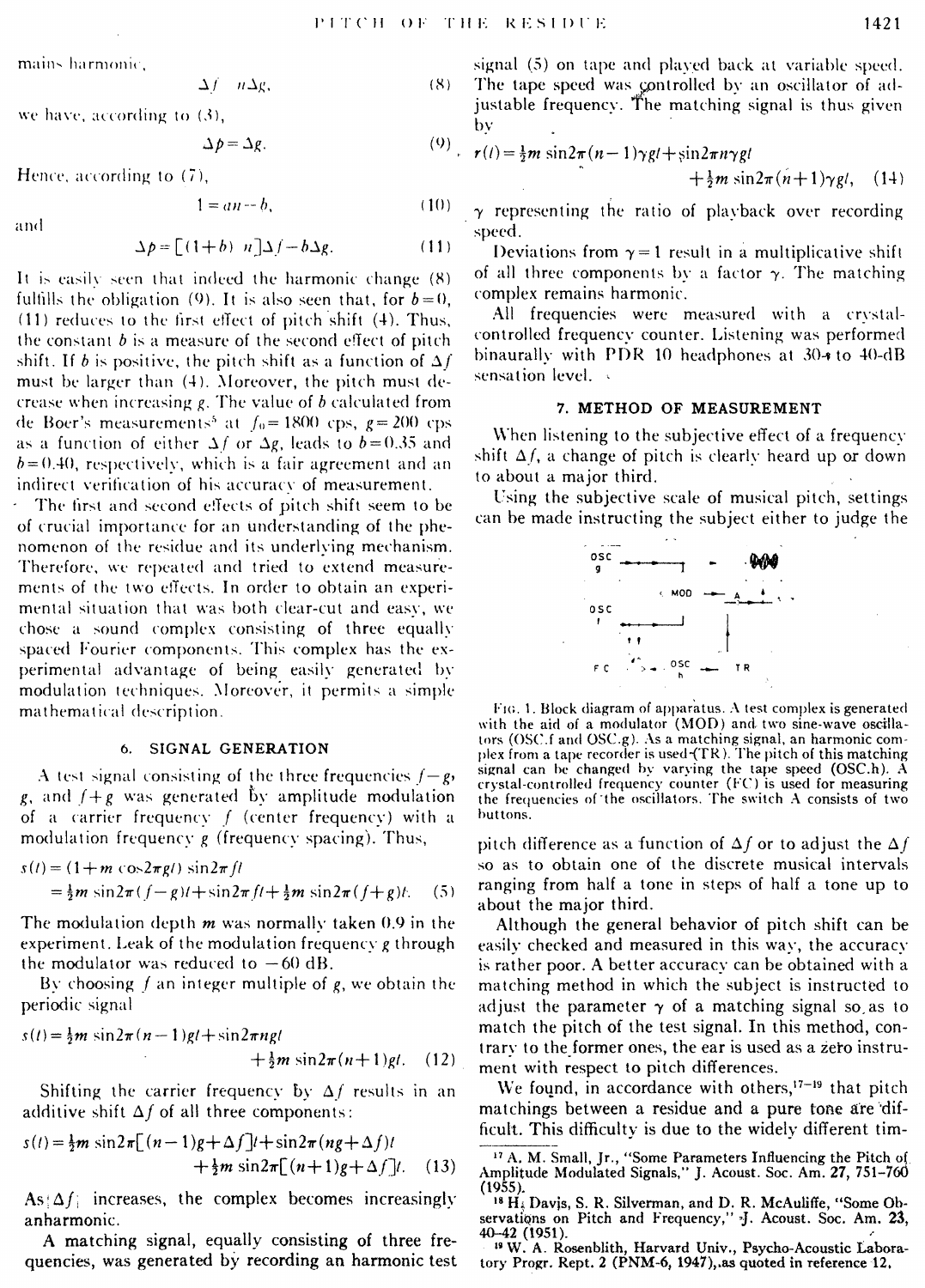mains harmonic,

$$\Delta f = n\Delta g, \tag{8}$$

we have, according to (3),

$$\Delta p = \Delta g. \tag{9}$$

Hence, according to (7),

$$1 = an - b, \tag{10}$$

and

$$\Delta p = [(1+b)/n]\Delta f - b\Delta g. \tag{11}$$

It is easily seen that indeed the harmonic change (8) fulfills the obligation (9). It is also seen that, for $b=0$, (11) reduces to the first effect of pitch shift (4). Thus, the constant $b$ is a measure of the second effect of pitch shift. If $b$ is positive, the pitch shift as a function of $\Delta f$ must be larger than (4). Moreover, the pitch must decrease when increasing $g$. The value of $b$ calculated from de Boer's measurements[5] at $f_0 = 1800$ cps, $g = 200$ cps as a function of either $\Delta f$ or $\Delta g$, leads to $b = 0.35$ and $b = 0.40$, respectively, which is a fair agreement and an indirect verification of his accuracy of measurement.

The first and second effects of pitch shift seem to be of crucial importance for an understanding of the phenomenon of the residue and its underlying mechanism. Therefore, we repeated and tried to extend measurements of the two effects. In order to obtain an experimental situation that was both clear-cut and easy, we chose a sound complex consisting of three equally spaced Fourier components. This complex has the experimental advantage of being easily generated by modulation techniques. Moreover, it permits a simple mathematical description.

## 6. SIGNAL GENERATION

A test signal consisting of the three frequencies $f-g$, $g$, and $f+g$ was generated by amplitude modulation of a carrier frequency $f$ (center frequency) with a modulation frequency $g$ (frequency spacing). Thus,

$$s(t) = (1 + m\cos 2\pi g t)\sin 2\pi f t = \tfrac{1}{2}m\sin 2\pi(f-g)t + \sin 2\pi f t + \tfrac{1}{2}m\sin 2\pi(f+g)t. \tag{5}$$

The modulation depth $m$ was normally taken 0.9 in the experiment. Leak of the modulation frequency $g$ through the modulator was reduced to $-60$ dB.

By choosing $f$ an integer multiple of $g$, we obtain the periodic signal

$$s(t) = \tfrac{1}{2}m\sin 2\pi(n-1)gt + \sin 2\pi n g t + \tfrac{1}{2}m\sin 2\pi(n+1)gt. \tag{12}$$

Shifting the carrier frequency by $\Delta f$ results in an additive shift $\Delta f$ of all three components:

$$s(t) = \tfrac{1}{2}m\sin 2\pi[(n-1)g + \Delta f]t + \sin 2\pi(ng + \Delta f)t + \tfrac{1}{2}m\sin 2\pi[(n+1)g + \Delta f]t. \tag{13}$$

As $|\Delta f|$ increases, the complex becomes increasingly anharmonic.

A matching signal, equally consisting of three frequencies, was generated by recording an harmonic test signal (5) on tape and played back at variable speed. The tape speed was controlled by an oscillator of adjustable frequency. The matching signal is thus given by

$$r(t) = \tfrac{1}{2}m\sin 2\pi(n-1)\gamma g t + \sin 2\pi n\gamma g t + \tfrac{1}{2}m\sin 2\pi(n+1)\gamma g t, \tag{14}$$

$\gamma$ representing the ratio of playback over recording speed.

Deviations from $\gamma = 1$ result in a multiplicative shift of all three components by a factor $\gamma$. The matching complex remains harmonic.

All frequencies were measured with a crystal-controlled frequency counter. Listening was performed binaurally with PDR 10 headphones at 30- to 40-dB sensation level.

## 7. METHOD OF MEASUREMENT

When listening to the subjective effect of a frequency shift $\Delta f$, a change of pitch is clearly heard up or down to about a major third.

Using the subjective scale of musical pitch, settings can be made instructing the subject either to judge the pitch difference as a function of $\Delta f$ or to adjust the $\Delta f$ so as to obtain one of the discrete musical intervals ranging from half a tone in steps of half a tone up to about the major third.

Fig. 1. Block diagram of apparatus. A test complex is generated with the aid of a modulator (MOD) and two sine-wave oscillators (OSC.f and OSC.g). As a matching signal, an harmonic complex from a tape recorder is used (TR). The pitch of this matching signal can be changed by varying the tape speed (OSC.h). A crystal-controlled frequency counter (FC) is used for measuring the frequencies of the oscillators. The switch A consists of two buttons.

Although the general behavior of pitch shift can be easily checked and measured in this way, the accuracy is rather poor. A better accuracy can be obtained with a matching method in which the subject is instructed to adjust the parameter $\gamma$ of a matching signal so as to match the pitch of the test signal. In this method, contrary to the former ones, the ear is used as a zero instrument with respect to pitch differences.

We found, in accordance with others,[17–19] that pitch matchings between a residue and a pure tone are difficult. This difficulty is due to the widely different tim-

---

[17] A. M. Small, Jr., "Some Parameters Influencing the Pitch of Amplitude Modulated Signals," J. Acoust. Soc. Am. 27, 751–760 (1955).

[18] H. Davis, S. R. Silverman, and D. R. McAuliffe, "Some Observations on Pitch and Frequency," J. Acoust. Soc. Am. 23, 40–42 (1951).

[19] W. A. Rosenblith, Harvard Univ., Psycho-Acoustic Laboratory Progr. Rept. 2 (PNM-6, 1947), as quoted in reference 12.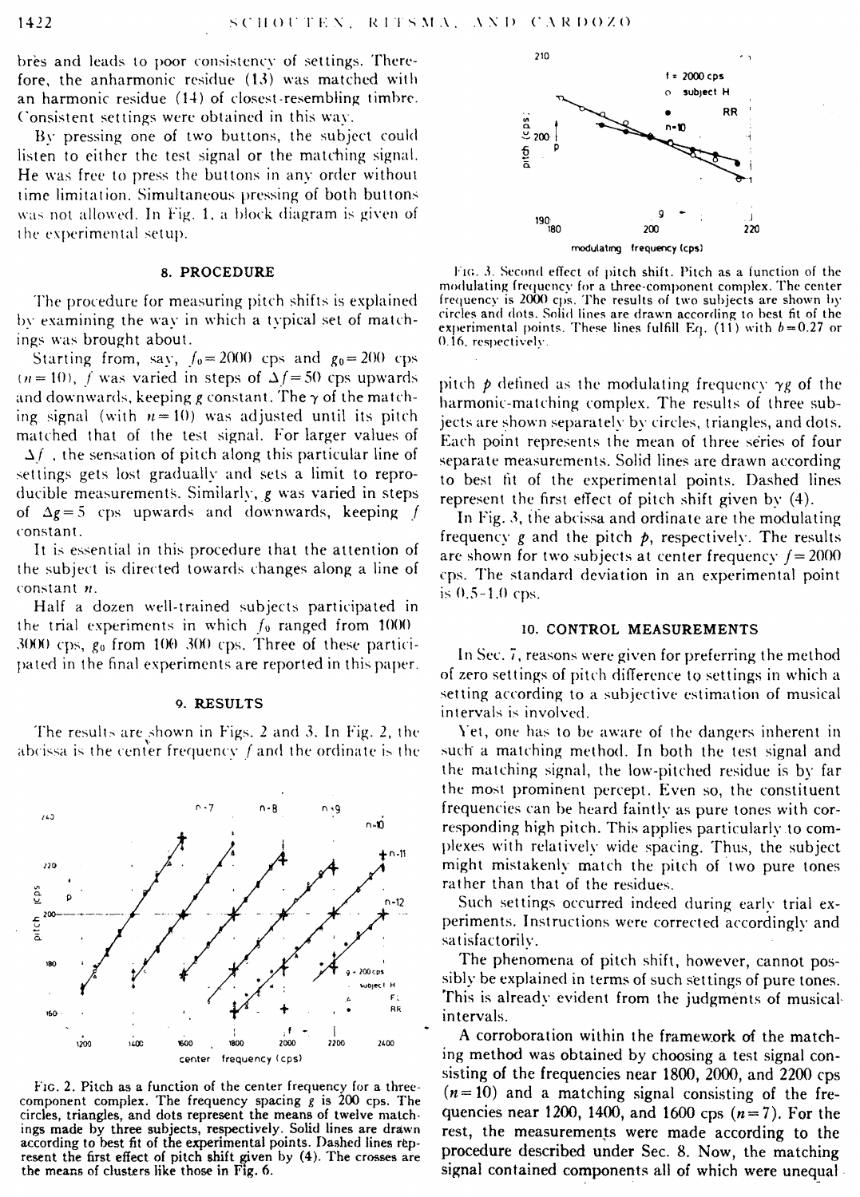bres and leads to poor consistency of settings. Therefore, the anharmonic residue (13) was matched with an harmonic residue (14) of closest-resembling timbre. Consistent settings were obtained in this way.

By pressing one of two buttons, the subject could listen to either the test signal or the matching signal. He was free to press the buttons in any order without time limitation. Simultaneous pressing of both buttons was not allowed. In Fig. 1, a block diagram is given of the experimental setup.

## 8. PROCEDURE

The procedure for measuring pitch shifts is explained by examining the way in which a typical set of matchings was brought about.

Starting from, say, $f_0 = 2000$ cps and $g_0 = 200$ cps ($n = 10$), $f$ was varied in steps of $\Delta f = 50$ cps upwards and downwards, keeping $g$ constant. The $\gamma$ of the matching signal (with $n = 10$) was adjusted until its pitch matched that of the test signal. For larger values of $\Delta f$, the sensation of pitch along this particular line of settings gets lost gradually and sets a limit to reproducible measurements. Similarly, $g$ was varied in steps of $\Delta g = 5$ cps upwards and downwards, keeping $f$ constant.

It is essential in this procedure that the attention of the subject is directed towards changes along a line of constant $n$.

Half a dozen well-trained subjects participated in the trial experiments in which $f_0$ ranged from 1000–3000 cps, $g_0$ from 100–300 cps. Three of these participated in the final experiments are reported in this paper.

## 9. RESULTS

The results are shown in Figs. 2 and 3. In Fig. 2, the abscissa is the center frequency $f$ and the ordinate is the pitch $p$ defined as the modulating frequency $\gamma g$ of the harmonic-matching complex. The results of three subjects are shown separately by circles, triangles, and dots. Each point represents the mean of three series of four separate measurements. Solid lines are drawn according to best fit of the experimental points. Dashed lines represent the first effect of pitch shift given by (4).

Fig. 2. Pitch as a function of the center frequency for a three-component complex. The frequency spacing $g$ is 200 cps. The circles, triangles, and dots represent the means of twelve matchings made by three subjects, respectively. Solid lines are drawn according to best fit of the experimental points. Dashed lines represent the first effect of pitch shift given by (4). The crosses are the means of clusters like those in Fig. 6.

Fig. 3. Second effect of pitch shift. Pitch as a function of the modulating frequency for a three-component complex. The center frequency is 2000 cps. The results of two subjects are shown by circles and dots. Solid lines are drawn according to best fit of the experimental points. These lines fulfill Eq. (11) with $b = 0.27$ or 0.16, respectively.

In Fig. 3, the abscissa and ordinate are the modulating frequency $g$ and the pitch $p$, respectively. The results are shown for two subjects at center frequency $f = 2000$ cps. The standard deviation in an experimental point is 0.5–1.0 cps.

## 10. CONTROL MEASUREMENTS

In Sec. 7, reasons were given for preferring the method of zero settings of pitch difference to settings in which a setting according to a subjective estimation of musical intervals is involved.

Yet, one has to be aware of the dangers inherent in such a matching method. In both the test signal and the matching signal, the low-pitched residue is by far the most prominent percept. Even so, the constituent frequencies can be heard faintly as pure tones with corresponding high pitch. This applies particularly to complexes with relatively wide spacing. Thus, the subject might mistakenly match the pitch of two pure tones rather than that of the residues.

Such settings occurred indeed during early trial experiments. Instructions were corrected accordingly and satisfactorily.

The phenomena of pitch shift, however, cannot possibly be explained in terms of such settings of pure tones. This is already evident from the judgments of musical intervals.

A corroboration within the framework of the matching method was obtained by choosing a test signal consisting of the frequencies near 1800, 2000, and 2200 cps ($n = 10$) and a matching signal consisting of the frequencies near 1200, 1400, and 1600 cps ($n = 7$). For the rest, the measurements were made according to the procedure described under Sec. 8. Now, the matching signal contained components all of which were unequal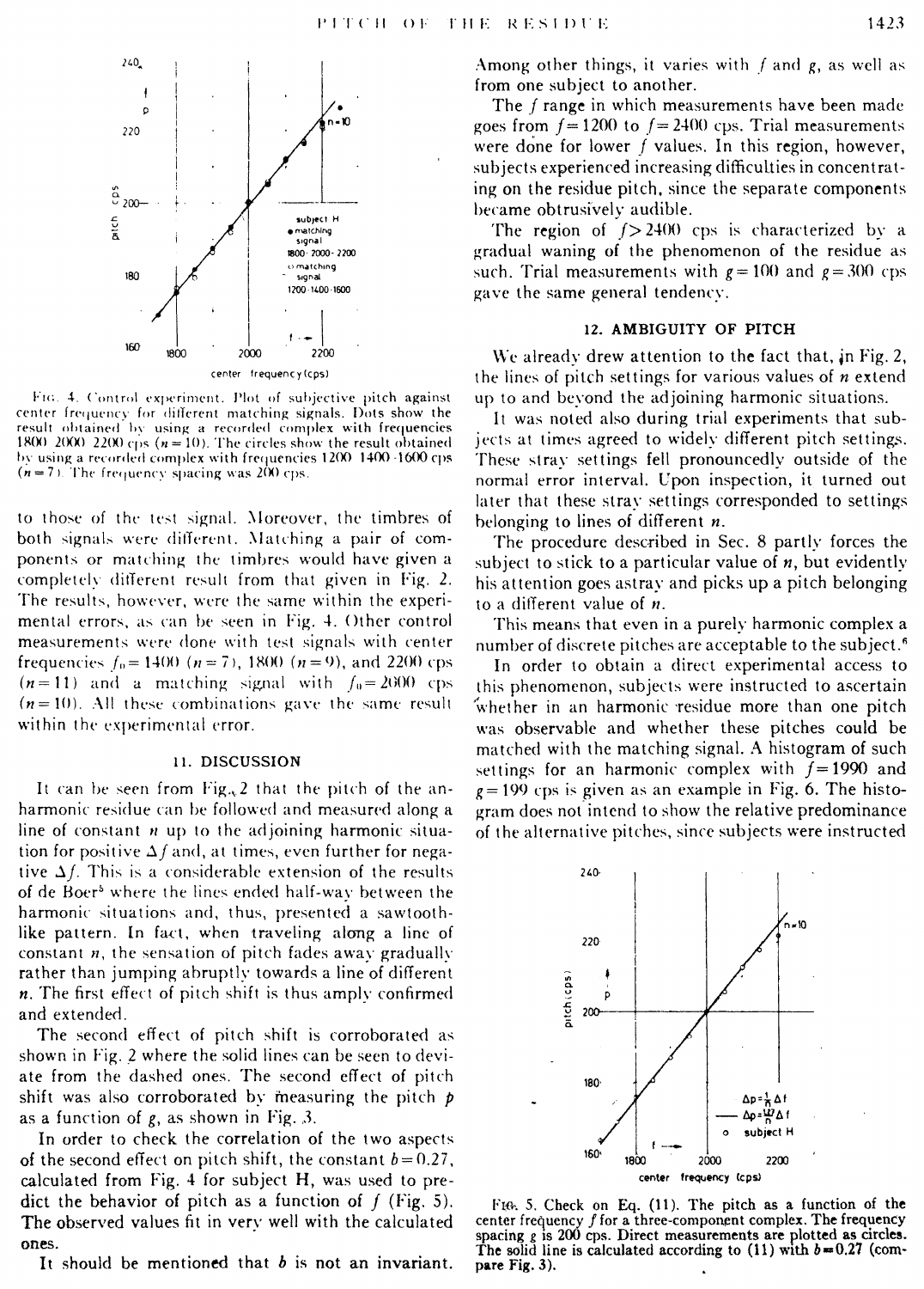FIG. 4. Control experiment. Plot of subjective pitch against center frequency for different matching signals. Dots show the result obtained by using a recorded complex with frequencies 1800 2000 2200 cps ($n=10$). The circles show the result obtained by using a recorded complex with frequencies 1200 1400 1600 cps ($n=7$). The frequency spacing was 200 cps.

to those of the test signal. Moreover, the timbres of both signals were different. Matching a pair of components or matching the timbres would have given a completely different result from that given in Fig. 2. The results, however, were the same within the experimental errors, as can be seen in Fig. 4. Other control measurements were done with test signals with center frequencies $f_0=1400$ ($n=7$), 1800 ($n=9$), and 2200 cps ($n=11$) and a matching signal with $f_0=2000$ cps ($n=10$). All these combinations gave the same result within the experimental error.

## 11. DISCUSSION

It can be seen from Fig. 2 that the pitch of the anharmonic residue can be followed and measured along a line of constant $n$ up to the adjoining harmonic situation for positive $\Delta f$ and, at times, even further for negative $\Delta f$. This is a considerable extension of the results of de Boer[5] where the lines ended half-way between the harmonic situations and, thus, presented a sawtooth-like pattern. In fact, when traveling along a line of constant $n$, the sensation of pitch fades away gradually rather than jumping abruptly towards a line of different $n$. The first effect of pitch shift is thus amply confirmed and extended.

The second effect of pitch shift is corroborated as shown in Fig. 2 where the solid lines can be seen to deviate from the dashed ones. The second effect of pitch shift was also corroborated by measuring the pitch $p$ as a function of $g$, as shown in Fig. 3.

In order to check the correlation of the two aspects of the second effect on pitch shift, the constant $b=0.27$, calculated from Fig. 4 for subject H, was used to predict the behavior of pitch as a function of $f$ (Fig. 5). The observed values fit in very well with the calculated ones.

It should be mentioned that $b$ is not an invariant. Among other things, it varies with $f$ and $g$, as well as from one subject to another.

The $f$ range in which measurements have been made goes from $f=1200$ to $f=2400$ cps. Trial measurements were done for lower $f$ values. In this region, however, subjects experienced increasing difficulties in concentrating on the residue pitch, since the separate components became obtrusively audible.

The region of $f>2400$ cps is characterized by a gradual waning of the phenomenon of the residue as such. Trial measurements with $g=100$ and $g=300$ cps gave the same general tendency.

## 12. AMBIGUITY OF PITCH

We already drew attention to the fact that, in Fig. 2, the lines of pitch settings for various values of $n$ extend up to and beyond the adjoining harmonic situations.

It was noted also during trial experiments that subjects at times agreed to widely different pitch settings. These stray settings fell pronouncedly outside of the normal error interval. Upon inspection, it turned out later that these stray settings corresponded to settings belonging to lines of different $n$.

The procedure described in Sec. 8 partly forces the subject to stick to a particular value of $n$, but evidently his attention goes astray and picks up a pitch belonging to a different value of $n$.

This means that even in a purely harmonic complex a number of discrete pitches are acceptable to the subject.[6]

In order to obtain a direct experimental access to this phenomenon, subjects were instructed to ascertain whether in an harmonic residue more than one pitch was observable and whether these pitches could be matched with the matching signal. A histogram of such settings for an harmonic complex with $f=1990$ and $g=199$ cps is given as an example in Fig. 6. The histogram does not intend to show the relative predominance of the alternative pitches, since subjects were instructed

FIG. 5. Check on Eq. (11). The pitch as a function of the center frequency $f$ for a three-component complex. The frequency spacing $g$ is 200 cps. Direct measurements are plotted as circles. The solid line is calculated according to (11) with $b=0.27$ (compare Fig. 3).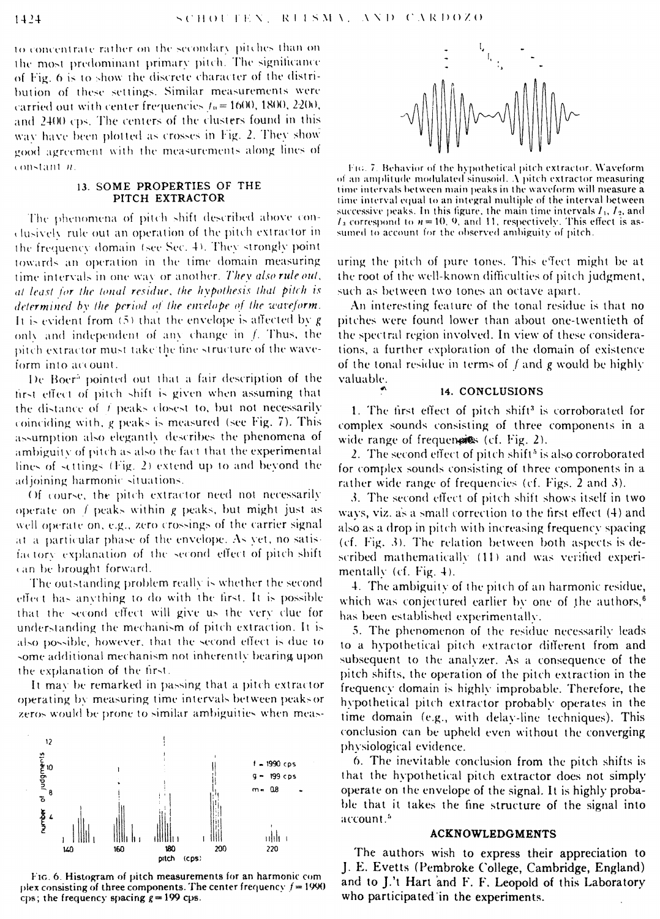to concentrate rather on the secondary pitches than on the most predominant primary pitch. The significance of Fig. 6 is to show the discrete character of the distribution of these settings. Similar measurements were carried out with center frequencies $f_0 = 1600$, 1800, 2200, and 2400 cps. The centers of the clusters found in this way have been plotted as crosses in Fig. 2. They show good agreement with the measurements along lines of constant $n$.

## 13. SOME PROPERTIES OF THE PITCH EXTRACTOR

The phenomena of pitch shift described above conclusively rule out an operation of the pitch extractor in the frequency domain (see Sec. 4). They strongly point towards an operation in the time domain measuring time intervals in one way or another. *They also rule out, at least for the tonal residue, the hypothesis that pitch is determined by the period of the envelope of the waveform.* It is evident from (5) that the envelope is affected by $g$ only and independent of any change in $f$. Thus, the pitch extractor must take the fine structure of the waveform into account.

De Boer[5] pointed out that a fair description of the first effect of pitch shift is given when assuming that the distance of $f$ peaks closest to, but not necessarily coinciding with, $g$ peaks is measured (see Fig. 7). This assumption also elegantly describes the phenomena of ambiguity of pitch as also the fact that the experimental lines of settings (Fig. 2) extend up to and beyond the adjoining harmonic situations.

Of course, the pitch extractor need not necessarily operate on $f$ peaks within $g$ peaks, but might just as well operate on, e.g., zero crossings of the carrier signal at a particular phase of the envelope. As yet, no satisfactory explanation of the second effect of pitch shift can be brought forward.

The outstanding problem really is whether the second effect has anything to do with the first. It is possible that the second effect will give us the very clue for understanding the mechanism of pitch extraction. It is also possible, however, that the second effect is due to some additional mechanism not inherently bearing upon the explanation of the first.

It may be remarked in passing that a pitch extractor operating by measuring time intervals between peaks or zeros would be prone to similar ambiguities when measuring the pitch of pure tones. This effect might be at the root of the well-known difficulties of pitch judgment, such as between two tones an octave apart.

An interesting feature of the tonal residue is that no pitches were found lower than about one-twentieth of the spectral region involved. In view of these considerations, a further exploration of the domain of existence of the tonal residue in terms of $f$ and $g$ would be highly valuable.

number of judgments
12
10
8
6
4
140
160
180
200
220
pitch (cps)
f = 1990 cps
g = 199 cps
m = 0.8

Fig. 6. Histogram of pitch measurements for an harmonic complex consisting of three components. The center frequency $f = 1990$ cps; the frequency spacing $g = 199$ cps.

$I_2$ $I_1$ $I_3$

Fig. 7. Behavior of the hypothetical pitch extractor. Waveform of an amplitude modulated sinusoid. A pitch extractor measuring time intervals between main peaks in the waveform will measure a time interval equal to an integral multiple of the interval between successive peaks. In this figure, the main time intervals $I_1$, $I_2$, and $I_3$ correspond to $n = 10$, 9, and 11, respectively. This effect is assumed to account for the observed ambiguity of pitch.

## 14. CONCLUSIONS

1. The first effect of pitch shift[3] is corroborated for complex sounds consisting of three components in a wide range of frequencies (cf. Fig. 2).

2. The second effect of pitch shift[5] is also corroborated for complex sounds consisting of three components in a rather wide range of frequencies (cf. Figs. 2 and 3).

3. The second effect of pitch shift shows itself in two ways, viz. as a small correction to the first effect (4) and also as a drop in pitch with increasing frequency spacing (cf. Fig. 3). The relation between both aspects is described mathematically (11) and was verified experimentally (cf. Fig. 4).

4. The ambiguity of the pitch of an harmonic residue, which was conjectured earlier by one of the authors,[6] has been established experimentally.

5. The phenomenon of the residue necessarily leads to a hypothetical pitch extractor different from and subsequent to the analyzer. As a consequence of the pitch shifts, the operation of the pitch extraction in the frequency domain is highly improbable. Therefore, the hypothetical pitch extractor probably operates in the time domain (e.g., with delay-line techniques). This conclusion can be upheld even without the converging physiological evidence.

6. The inevitable conclusion from the pitch shifts is that the hypothetical pitch extractor does not simply operate on the envelope of the signal. It is highly probable that it takes the fine structure of the signal into account.[5]

## ACKNOWLEDGMENTS

The authors wish to express their appreciation to J. E. Evetts (Pembroke College, Cambridge, England) and to J.'t Hart and F. F. Leopold of this Laboratory who participated in the experiments.